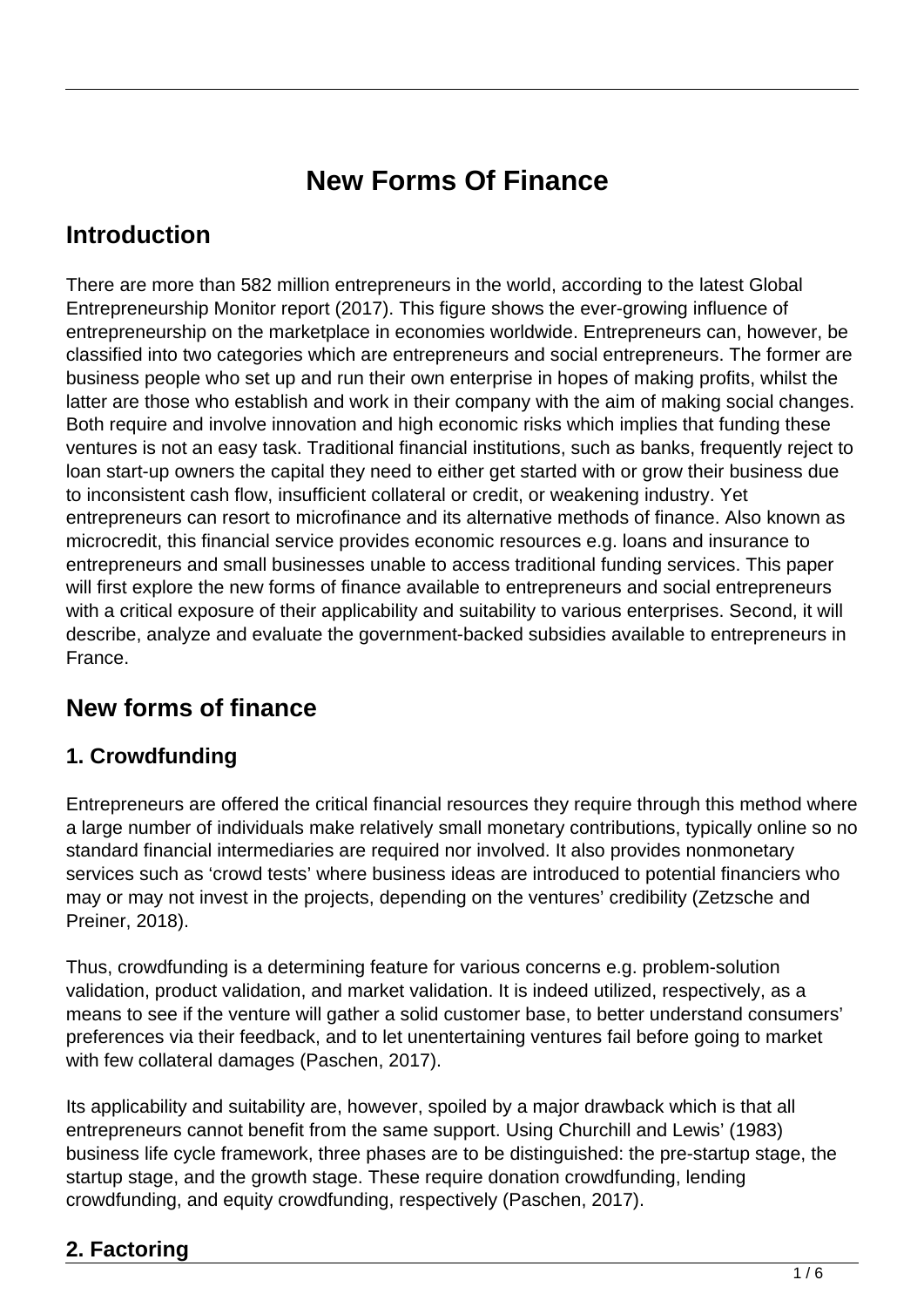# New Forms Of Finance

## Introduction

There are more than 582 million entrepreneurs in the world, according to the latest Global Entrepreneurship Monitor report (2017). This figure shows the ever-growing influence of entrepreneurship on the marketplace in economies worldwide. Entrepreneurs can, however, be classified into two categories which are entrepreneurs and social entrepreneurs. The former are business people who set up and run their own enterprise in hopes of making profits, whilst the latter are those who establish and work in their company with the aim of making social changes. Both require and involve innovation and high economic risks which implies that funding these ventures is not an easy task. Traditional financial institutions, such as banks, frequently reject to loan start-up owners the capital they need to either get started with or grow their business due to inconsistent cash flow, insufficient collateral or credit, or weakening industry. Yet entrepreneurs can resort to microfinance and its alternative methods of finance. Also known as microcredit, this financial service provides economic resources e.g. loans and insurance to entrepreneurs and small businesses unable to access traditional funding services. This paper will first explore the new forms of finance available to entrepreneurs and social entrepreneurs with a critical exposure of their applicability and suitability to various enterprises. Second, it will describe, analyze and evaluate the government-backed subsidies available to entrepreneurs in France.

## New forms of finance

### 1. Crowdfunding

Entrepreneurs are offered the critical financial resources they require through this method where a large number of individuals make relatively small monetary contributions, typically online so no standard financial intermediaries are required nor involved. It also provides nonmonetary services such as 'crowd tests' where business ideas are introduced to potential financiers who may or may not invest in the projects, depending on the ventures' credibility (Zetzsche and Preiner, 2018).

Thus, crowdfunding is a determining feature for various concerns e.g. problem-solution validation, product validation, and market validation. It is indeed utilized, respectively, as a means to see if the venture will gather a solid customer base, to better understand consumers' preferences via their feedback, and to let unentertaining ventures fail before going to market with few collateral damages (Paschen, 2017).

Its applicability and suitability are, however, spoiled by a major drawback which is that all entrepreneurs cannot benefit from the same support. Using Churchill and Lewis' (1983) business life cycle framework, three phases are to be distinguished: the pre-startup stage, the startup stage, and the growth stage. These require donation crowdfunding, lending crowdfunding, and equity crowdfunding, respectively (Paschen, 2017).

### 2. Factoring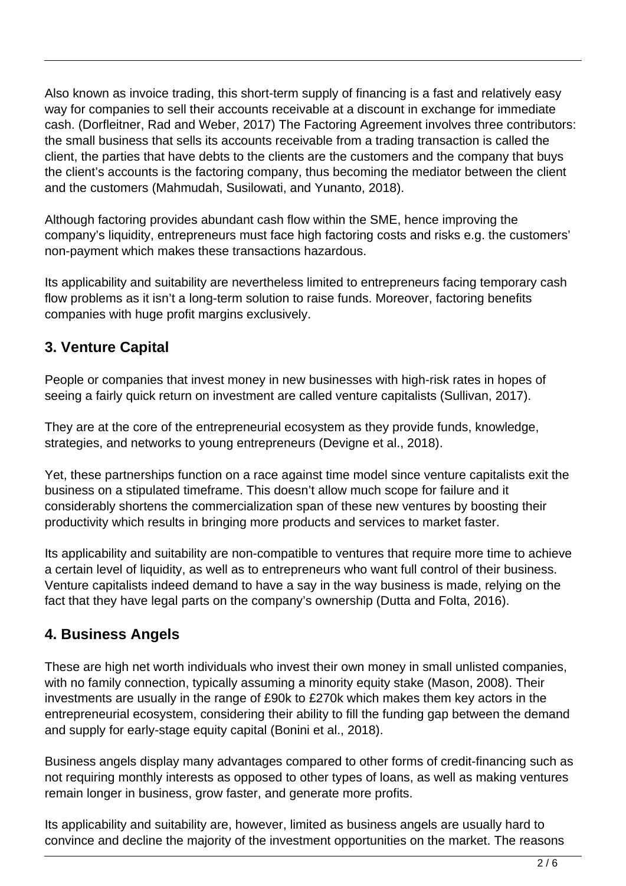Also known as invoice trading, this short-term supply of financing is a fast and relatively easy way for companies to sell their accounts receivable at a discount in exchange for immediate cash. (Dorfleitner, Rad and Weber, 2017) The Factoring Agreement involves three contributors: the small business that sells its accounts receivable from a trading transaction is called the client, the parties that have debts to the clients are the customers and the company that buys the client's accounts is the factoring company, thus becoming the mediator between the client and the customers (Mahmudah, Susilowati, and Yunanto, 2018).

Although factoring provides abundant cash flow within the SME, hence improving the company's liquidity, entrepreneurs must face high factoring costs and risks e.g. the customers' non-payment which makes these transactions hazardous.

Its applicability and suitability are nevertheless limited to entrepreneurs facing temporary cash flow problems as it isn't a long-term solution to raise funds. Moreover, factoring benefits companies with huge profit margins exclusively.

### 3. Venture Capital

People or companies that invest money in new businesses with high-risk rates in hopes of seeing a fairly quick return on investment are called venture capitalists (Sullivan, 2017).

They are at the core of the entrepreneurial ecosystem as they provide funds, knowledge, strategies, and networks to young entrepreneurs (Devigne et al., 2018).

Yet, these partnerships function on a race against time model since venture capitalists exit the business on a stipulated timeframe. This doesn't allow much scope for failure and it considerably shortens the commercialization span of these new ventures by boosting their productivity which results in bringing more products and services to market faster.

Its applicability and suitability are non-compatible to ventures that require more time to achieve a certain level of liquidity, as well as to entrepreneurs who want full control of their business. Venture capitalists indeed demand to have a say in the way business is made, relying on the fact that they have legal parts on the company's ownership (Dutta and Folta, 2016).

### 4. Business Angels

These are high net worth individuals who invest their own money in small unlisted companies, with no family connection, typically assuming a minority equity stake (Mason, 2008). Their investments are usually in the range of £90k to £270k which makes them key actors in the entrepreneurial ecosystem, considering their ability to fill the funding gap between the demand and supply for early-stage equity capital (Bonini et al., 2018).

Business angels display many advantages compared to other forms of credit-financing such as not requiring monthly interests as opposed to other types of loans, as well as making ventures remain longer in business, grow faster, and generate more profits.

Its applicability and suitability are, however, limited as business angels are usually hard to convince and decline the majority of the investment opportunities on the market. The reasons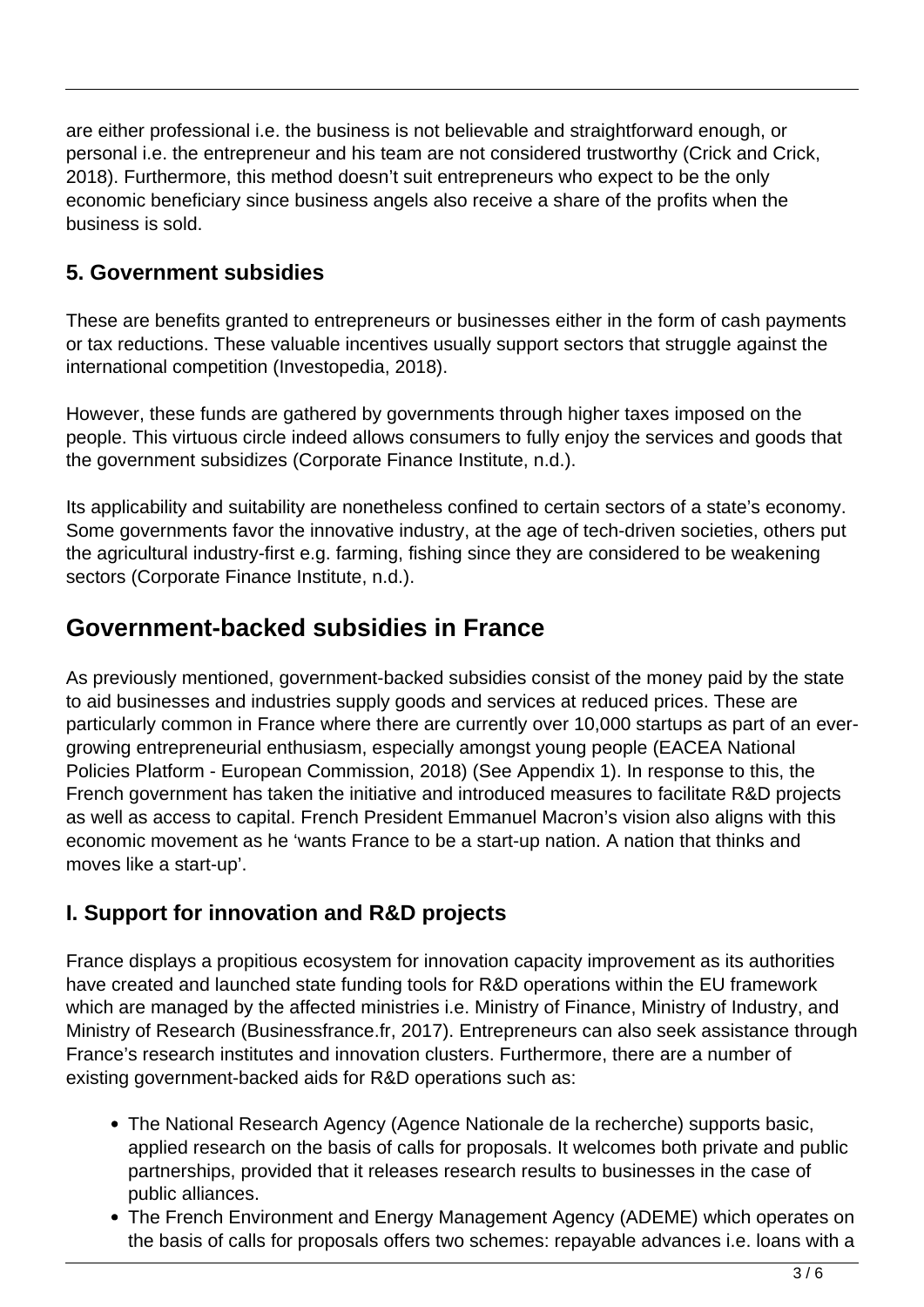are either professional i.e. the business is not believable and straightforward enough, or personal i.e. the entrepreneur and his team are not considered trustworthy (Crick and Crick, 2018). Furthermore, this method doesn't suit entrepreneurs who expect to be the only economic beneficiary since business angels also receive a share of the profits when the business is sold.

### 5. Government subsidies

These are benefits granted to entrepreneurs or businesses either in the form of cash payments or tax reductions. These valuable incentives usually support sectors that struggle against the international competition (Investopedia, 2018).

However, these funds are gathered by governments through higher taxes imposed on the people. This virtuous circle indeed allows consumers to fully enjoy the services and goods that the government subsidizes (Corporate Finance Institute, n.d.).

Its applicability and suitability are nonetheless confined to certain sectors of a state's economy. Some governments favor the innovative industry, at the age of tech-driven societies, others put the agricultural industry-first e.g. farming, fishing since they are considered to be weakening sectors (Corporate Finance Institute, n.d.).

## Government-backed subsidies in France

As previously mentioned, government-backed subsidies consist of the money paid by the state to aid businesses and industries supply goods and services at reduced prices. These are particularly common in France where there are currently over 10,000 startups as part of an ever-growing entrepreneurial enthusiasm, especially amongst young people (EACEA National Policies Platform - European Commission, 2018) (See Appendix 1). In response to this, the French government has taken the initiative and introduced measures to facilitate R&D projects as well as access to capital. French President Emmanuel Macron's vision also aligns with this economic movement as he 'wants France to be a start-up nation. A nation that thinks and moves like a start-up'.

### I. Support for innovation and R&D projects

France displays a propitious ecosystem for innovation capacity improvement as its authorities have created and launched state funding tools for R&D operations within the EU framework which are managed by the affected ministries i.e. Ministry of Finance, Ministry of Industry, and Ministry of Research (Businessfrance.fr, 2017). Entrepreneurs can also seek assistance through France's research institutes and innovation clusters. Furthermore, there are a number of existing government-backed aids for R&D operations such as:

- The National Research Agency (Agence Nationale de la recherche) supports basic, applied research on the basis of calls for proposals. It welcomes both private and public partnerships, provided that it releases research results to businesses in the case of public alliances.
- The French Environment and Energy Management Agency (ADEME) which operates on the basis of calls for proposals offers two schemes: repayable advances i.e. loans with a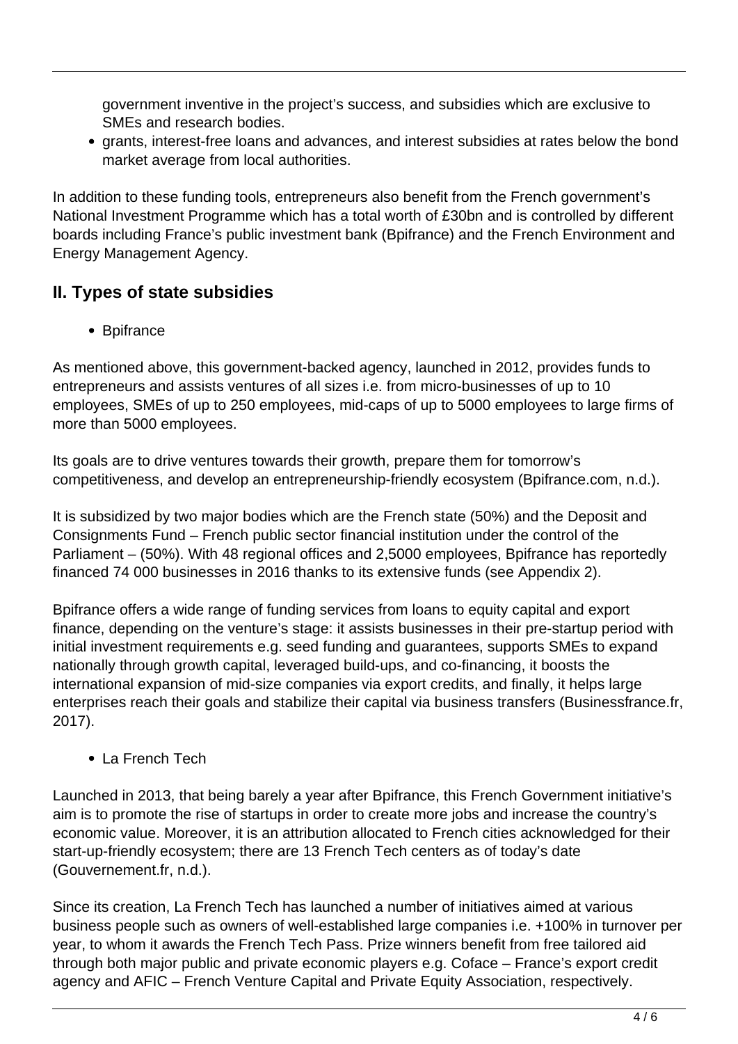government inventive in the project's success, and subsidies which are exclusive to SMEs and research bodies.

- grants, interest-free loans and advances, and interest subsidies at rates below the bond market average from local authorities.

In addition to these funding tools, entrepreneurs also benefit from the French government's National Investment Programme which has a total worth of £30bn and is controlled by different boards including France's public investment bank (Bpifrance) and the French Environment and Energy Management Agency.

## II. Types of state subsidies

- Bpifrance

As mentioned above, this government-backed agency, launched in 2012, provides funds to entrepreneurs and assists ventures of all sizes i.e. from micro-businesses of up to 10 employees, SMEs of up to 250 employees, mid-caps of up to 5000 employees to large firms of more than 5000 employees.

Its goals are to drive ventures towards their growth, prepare them for tomorrow's competitiveness, and develop an entrepreneurship-friendly ecosystem (Bpifrance.com, n.d.).

It is subsidized by two major bodies which are the French state (50%) and the Deposit and Consignments Fund – French public sector financial institution under the control of the Parliament – (50%). With 48 regional offices and 2,5000 employees, Bpifrance has reportedly financed 74 000 businesses in 2016 thanks to its extensive funds (see Appendix 2).

Bpifrance offers a wide range of funding services from loans to equity capital and export finance, depending on the venture's stage: it assists businesses in their pre-startup period with initial investment requirements e.g. seed funding and guarantees, supports SMEs to expand nationally through growth capital, leveraged build-ups, and co-financing, it boosts the international expansion of mid-size companies via export credits, and finally, it helps large enterprises reach their goals and stabilize their capital via business transfers (Businessfrance.fr, 2017).

- La French Tech

Launched in 2013, that being barely a year after Bpifrance, this French Government initiative's aim is to promote the rise of startups in order to create more jobs and increase the country's economic value. Moreover, it is an attribution allocated to French cities acknowledged for their start-up-friendly ecosystem; there are 13 French Tech centers as of today's date (Gouvernement.fr, n.d.).

Since its creation, La French Tech has launched a number of initiatives aimed at various business people such as owners of well-established large companies i.e. +100% in turnover per year, to whom it awards the French Tech Pass. Prize winners benefit from free tailored aid through both major public and private economic players e.g. Coface – France's export credit agency and AFIC – French Venture Capital and Private Equity Association, respectively.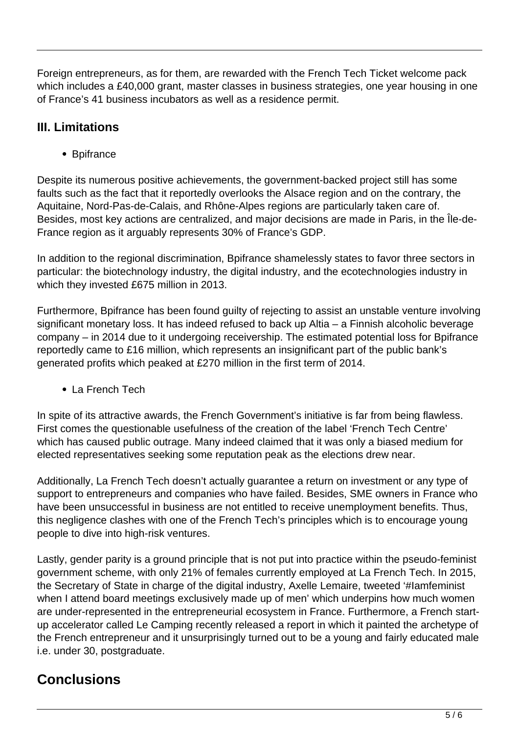Foreign entrepreneurs, as for them, are rewarded with the French Tech Ticket welcome pack which includes a £40,000 grant, master classes in business strategies, one year housing in one of France's 41 business incubators as well as a residence permit.

### III. Limitations

- Bpifrance

Despite its numerous positive achievements, the government-backed project still has some faults such as the fact that it reportedly overlooks the Alsace region and on the contrary, the Aquitaine, Nord-Pas-de-Calais, and Rhône-Alpes regions are particularly taken care of. Besides, most key actions are centralized, and major decisions are made in Paris, in the Île-de-France region as it arguably represents 30% of France's GDP.

In addition to the regional discrimination, Bpifrance shamelessly states to favor three sectors in particular: the biotechnology industry, the digital industry, and the ecotechnologies industry in which they invested £675 million in 2013.

Furthermore, Bpifrance has been found guilty of rejecting to assist an unstable venture involving significant monetary loss. It has indeed refused to back up Altia – a Finnish alcoholic beverage company – in 2014 due to it undergoing receivership. The estimated potential loss for Bpifrance reportedly came to £16 million, which represents an insignificant part of the public bank's generated profits which peaked at £270 million in the first term of 2014.

- La French Tech

In spite of its attractive awards, the French Government's initiative is far from being flawless. First comes the questionable usefulness of the creation of the label 'French Tech Centre' which has caused public outrage. Many indeed claimed that it was only a biased medium for elected representatives seeking some reputation peak as the elections drew near.

Additionally, La French Tech doesn't actually guarantee a return on investment or any type of support to entrepreneurs and companies who have failed. Besides, SME owners in France who have been unsuccessful in business are not entitled to receive unemployment benefits. Thus, this negligence clashes with one of the French Tech's principles which is to encourage young people to dive into high-risk ventures.

Lastly, gender parity is a ground principle that is not put into practice within the pseudo-feminist government scheme, with only 21% of females currently employed at La French Tech. In 2015, the Secretary of State in charge of the digital industry, Axelle Lemaire, tweeted '#Iamfeminist when I attend board meetings exclusively made up of men' which underpins how much women are under-represented in the entrepreneurial ecosystem in France. Furthermore, a French start-up accelerator called Le Camping recently released a report in which it painted the archetype of the French entrepreneur and it unsurprisingly turned out to be a young and fairly educated male i.e. under 30, postgraduate.

## Conclusions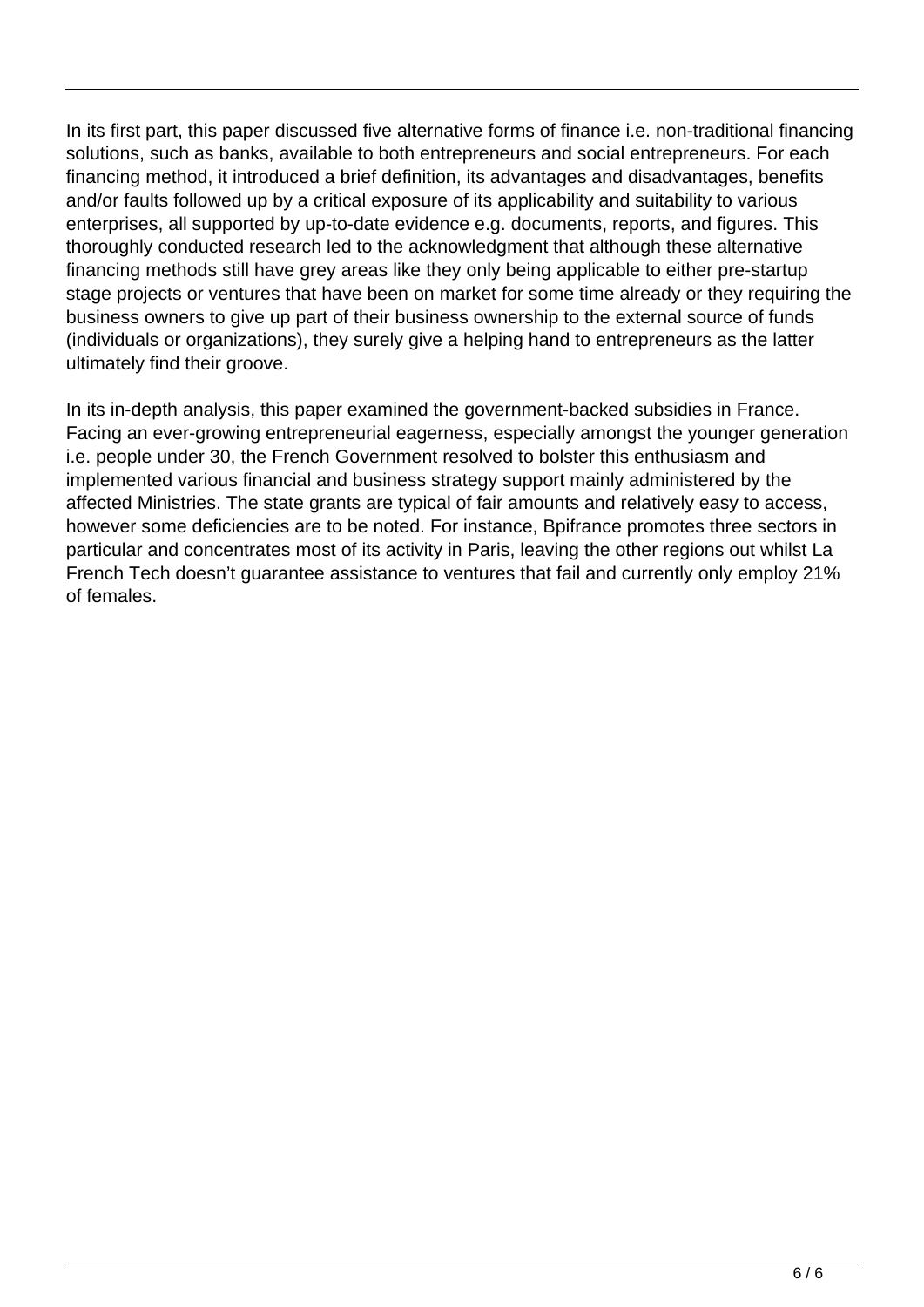In its first part, this paper discussed five alternative forms of finance i.e. non-traditional financing solutions, such as banks, available to both entrepreneurs and social entrepreneurs. For each financing method, it introduced a brief definition, its advantages and disadvantages, benefits and/or faults followed up by a critical exposure of its applicability and suitability to various enterprises, all supported by up-to-date evidence e.g. documents, reports, and figures. This thoroughly conducted research led to the acknowledgment that although these alternative financing methods still have grey areas like they only being applicable to either pre-startup stage projects or ventures that have been on market for some time already or they requiring the business owners to give up part of their business ownership to the external source of funds (individuals or organizations), they surely give a helping hand to entrepreneurs as the latter ultimately find their groove.

In its in-depth analysis, this paper examined the government-backed subsidies in France. Facing an ever-growing entrepreneurial eagerness, especially amongst the younger generation i.e. people under 30, the French Government resolved to bolster this enthusiasm and implemented various financial and business strategy support mainly administered by the affected Ministries. The state grants are typical of fair amounts and relatively easy to access, however some deficiencies are to be noted. For instance, Bpifrance promotes three sectors in particular and concentrates most of its activity in Paris, leaving the other regions out whilst La French Tech doesn't guarantee assistance to ventures that fail and currently only employ 21% of females.